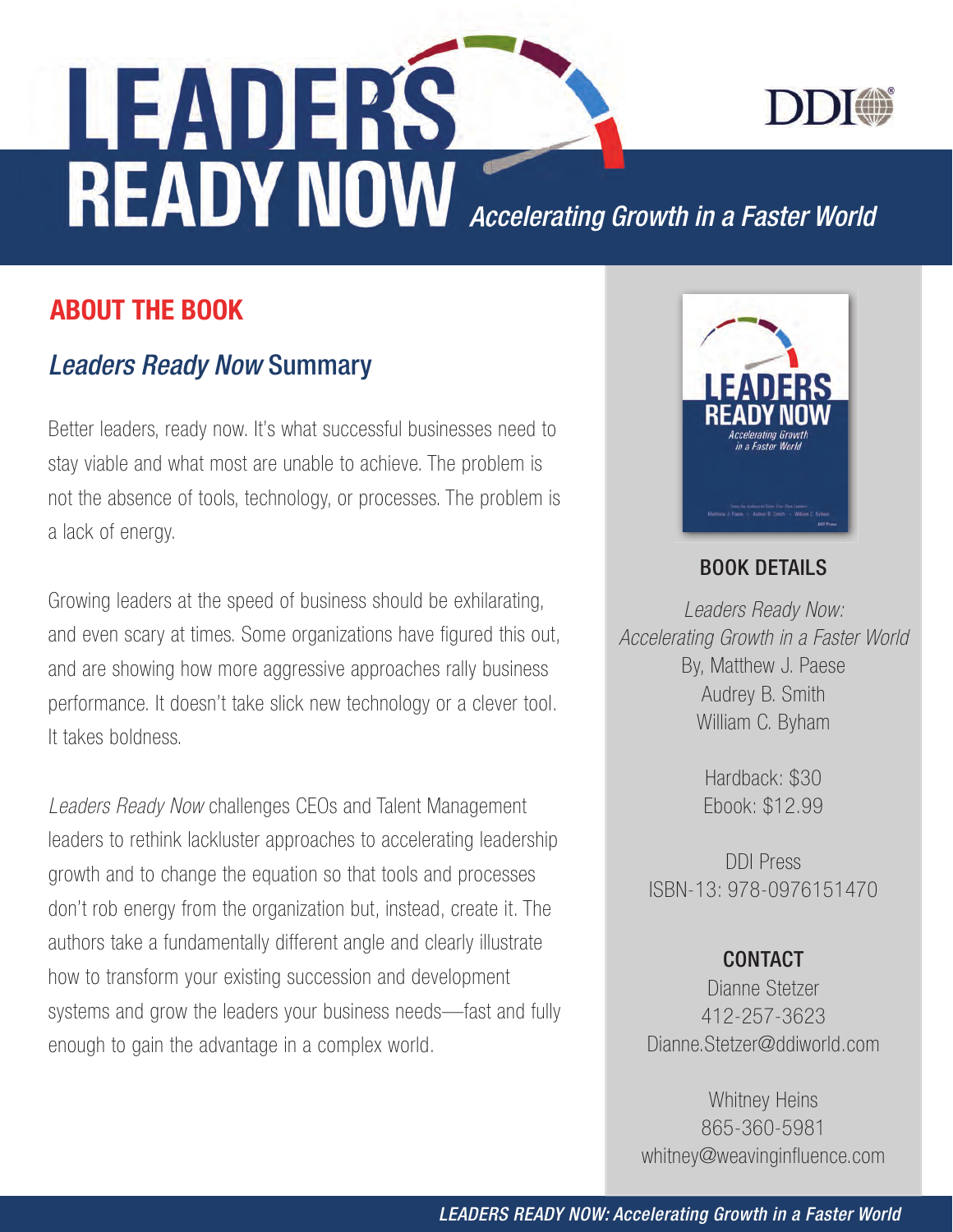# LEADERS READY NOW

*Accelerating Growth in a Faster World*

DDI

## ABOUT THE BOOK

### *Leaders Ready Now* Summary

Better leaders, ready now. It's what successful businesses need to stay viable and what most are unable to achieve. The problem is not the absence of tools, technology, or processes. The problem is a lack of energy.

Growing leaders at the speed of business should be exhilarating, and even scary at times. Some organizations have figured this out, and are showing how more aggressive approaches rally business performance. It doesn't take slick new technology or a clever tool. It takes boldness.

*Leaders Ready Now* challenges CEOs and Talent Management leaders to rethink lackluster approaches to accelerating leadership growth and to change the equation so that tools and processes don't rob energy from the organization but, instead, create it. The authors take a fundamentally different angle and clearly illustrate how to transform your existing succession and development systems and grow the leaders your business needs—fast and fully enough to gain the advantage in a complex world.

### BOOK DETAILS

*Leaders Ready Now:*
*Accelerating Growth in a Faster World*
By, Matthew J. Paese
Audrey B. Smith
William C. Byham

Hardback: $30
Ebook: $12.99

DDI Press
ISBN-13: 978-0976151470

### CONTACT

Dianne Stetzer
412-257-3623
Dianne.Stetzer@ddiworld.com

Whitney Heins
865-360-5981
whitney@weavinginfluence.com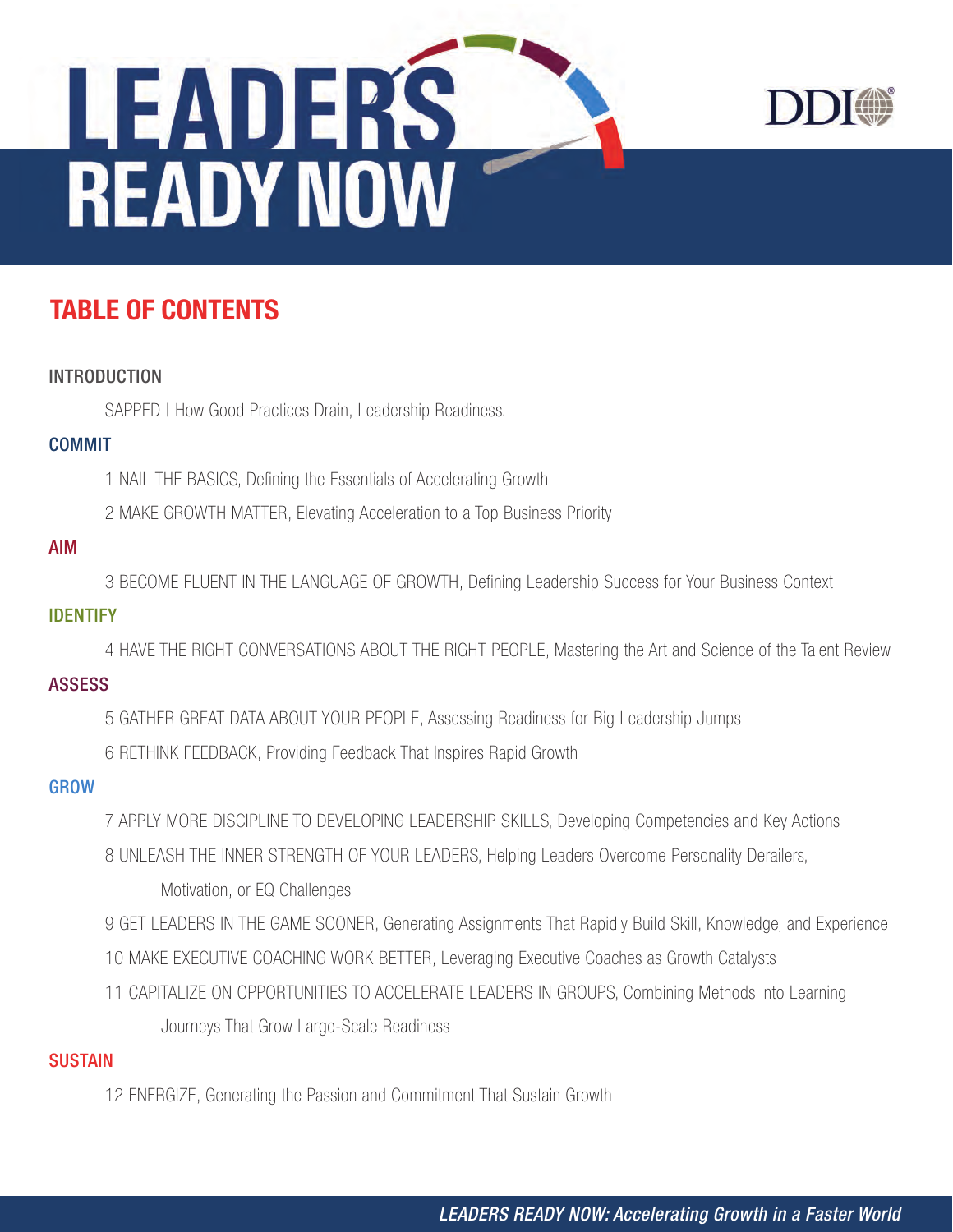# LEADERS READY NOW

DDI

## TABLE OF CONTENTS

### INTRODUCTION

SAPPED | How Good Practices Drain, Leadership Readiness.

### COMMIT

1 NAIL THE BASICS, Defining the Essentials of Accelerating Growth

2 MAKE GROWTH MATTER, Elevating Acceleration to a Top Business Priority

### AIM

3 BECOME FLUENT IN THE LANGUAGE OF GROWTH, Defining Leadership Success for Your Business Context

### IDENTIFY

4 HAVE THE RIGHT CONVERSATIONS ABOUT THE RIGHT PEOPLE, Mastering the Art and Science of the Talent Review

### ASSESS

5 GATHER GREAT DATA ABOUT YOUR PEOPLE, Assessing Readiness for Big Leadership Jumps

6 RETHINK FEEDBACK, Providing Feedback That Inspires Rapid Growth

### GROW

7 APPLY MORE DISCIPLINE TO DEVELOPING LEADERSHIP SKILLS, Developing Competencies and Key Actions

8 UNLEASH THE INNER STRENGTH OF YOUR LEADERS, Helping Leaders Overcome Personality Derailers, Motivation, or EQ Challenges

9 GET LEADERS IN THE GAME SOONER, Generating Assignments That Rapidly Build Skill, Knowledge, and Experience

10 MAKE EXECUTIVE COACHING WORK BETTER, Leveraging Executive Coaches as Growth Catalysts

11 CAPITALIZE ON OPPORTUNITIES TO ACCELERATE LEADERS IN GROUPS, Combining Methods into Learning Journeys That Grow Large-Scale Readiness

### SUSTAIN

12 ENERGIZE, Generating the Passion and Commitment That Sustain Growth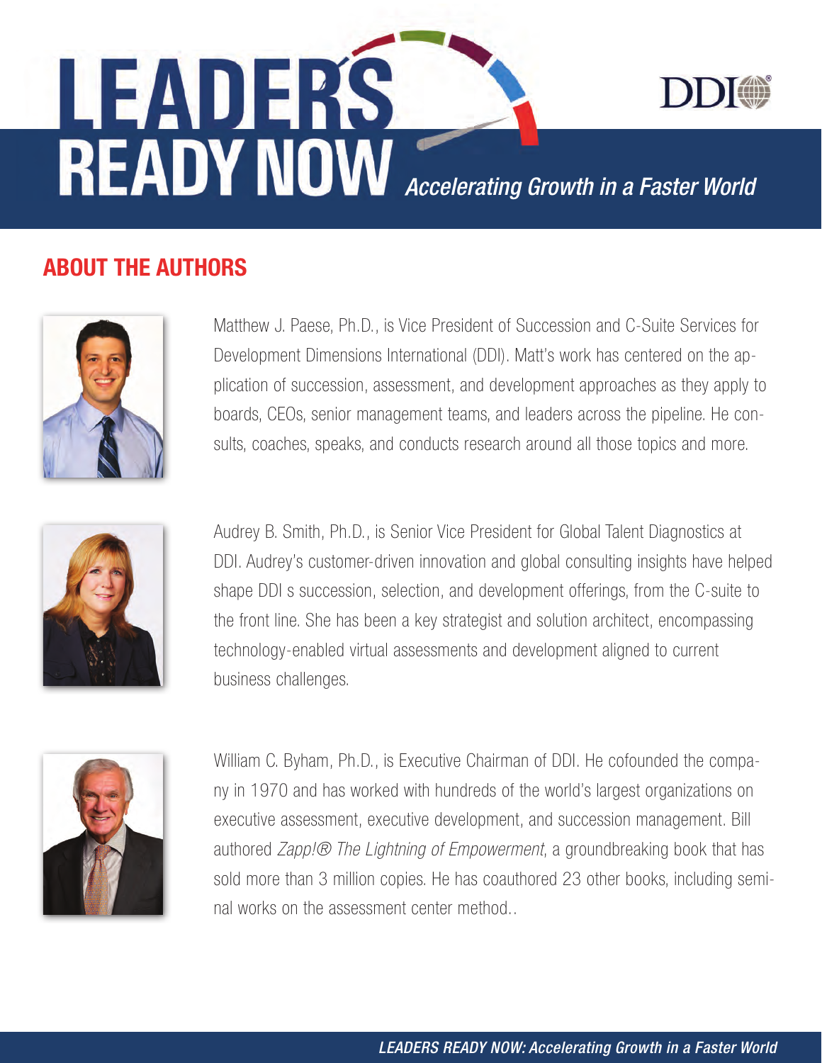# LEADERS READY NOW

*Accelerating Growth in a Faster World*

## ABOUT THE AUTHORS

Matthew J. Paese, Ph.D., is Vice President of Succession and C-Suite Services for Development Dimensions International (DDI). Matt's work has centered on the application of succession, assessment, and development approaches as they apply to boards, CEOs, senior management teams, and leaders across the pipeline. He consults, coaches, speaks, and conducts research around all those topics and more.

Audrey B. Smith, Ph.D., is Senior Vice President for Global Talent Diagnostics at DDI. Audrey's customer-driven innovation and global consulting insights have helped shape DDI s succession, selection, and development offerings, from the C-suite to the front line. She has been a key strategist and solution architect, encompassing technology-enabled virtual assessments and development aligned to current business challenges.

William C. Byham, Ph.D., is Executive Chairman of DDI. He cofounded the company in 1970 and has worked with hundreds of the world's largest organizations on executive assessment, executive development, and succession management. Bill authored *Zapp!® The Lightning of Empowerment*, a groundbreaking book that has sold more than 3 million copies. He has coauthored 23 other books, including seminal works on the assessment center method..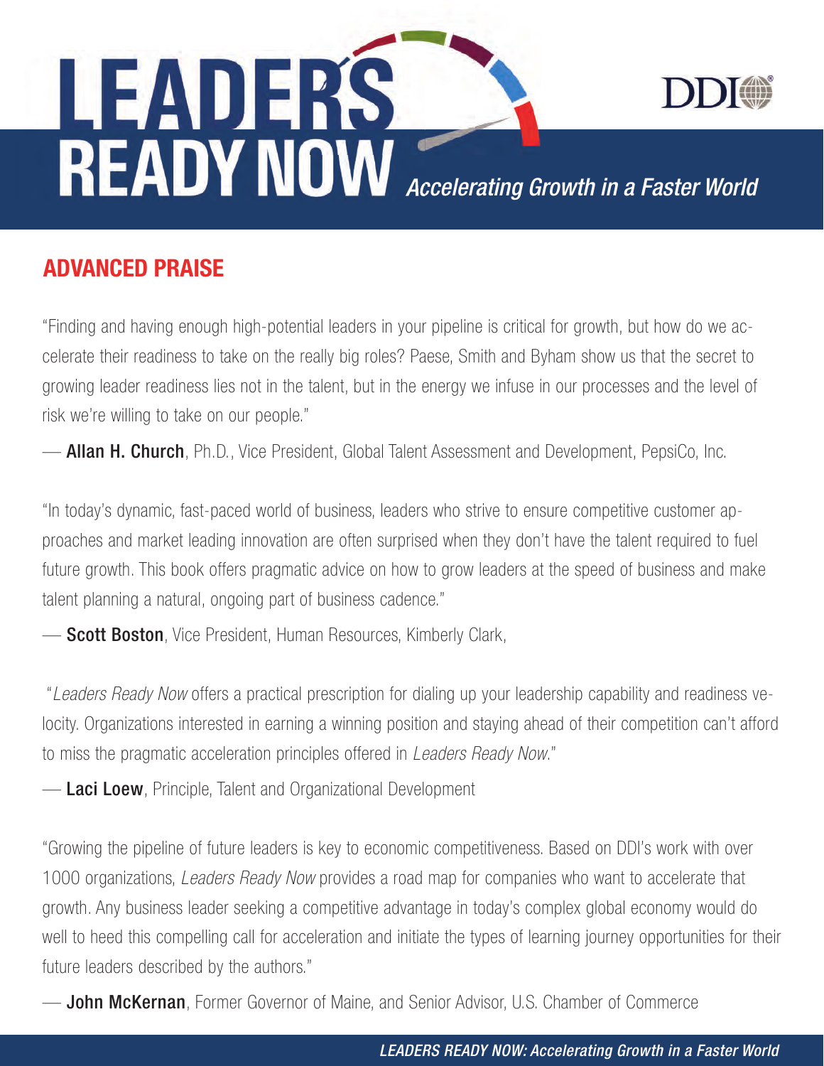# LEADERS READY NOW

*Accelerating Growth in a Faster World*

DDI

## ADVANCED PRAISE

"Finding and having enough high-potential leaders in your pipeline is critical for growth, but how do we accelerate their readiness to take on the really big roles? Paese, Smith and Byham show us that the secret to growing leader readiness lies not in the talent, but in the energy we infuse in our processes and the level of risk we're willing to take on our people."

— **Allan H. Church**, Ph.D., Vice President, Global Talent Assessment and Development, PepsiCo, Inc.

"In today's dynamic, fast-paced world of business, leaders who strive to ensure competitive customer approaches and market leading innovation are often surprised when they don't have the talent required to fuel future growth. This book offers pragmatic advice on how to grow leaders at the speed of business and make talent planning a natural, ongoing part of business cadence."

— **Scott Boston**, Vice President, Human Resources, Kimberly Clark,

"*Leaders Ready Now* offers a practical prescription for dialing up your leadership capability and readiness velocity. Organizations interested in earning a winning position and staying ahead of their competition can't afford to miss the pragmatic acceleration principles offered in *Leaders Ready Now*."

— **Laci Loew**, Principle, Talent and Organizational Development

"Growing the pipeline of future leaders is key to economic competitiveness. Based on DDI's work with over 1000 organizations, *Leaders Ready Now* provides a road map for companies who want to accelerate that growth. Any business leader seeking a competitive advantage in today's complex global economy would do well to heed this compelling call for acceleration and initiate the types of learning journey opportunities for their future leaders described by the authors."

— **John McKernan**, Former Governor of Maine, and Senior Advisor, U.S. Chamber of Commerce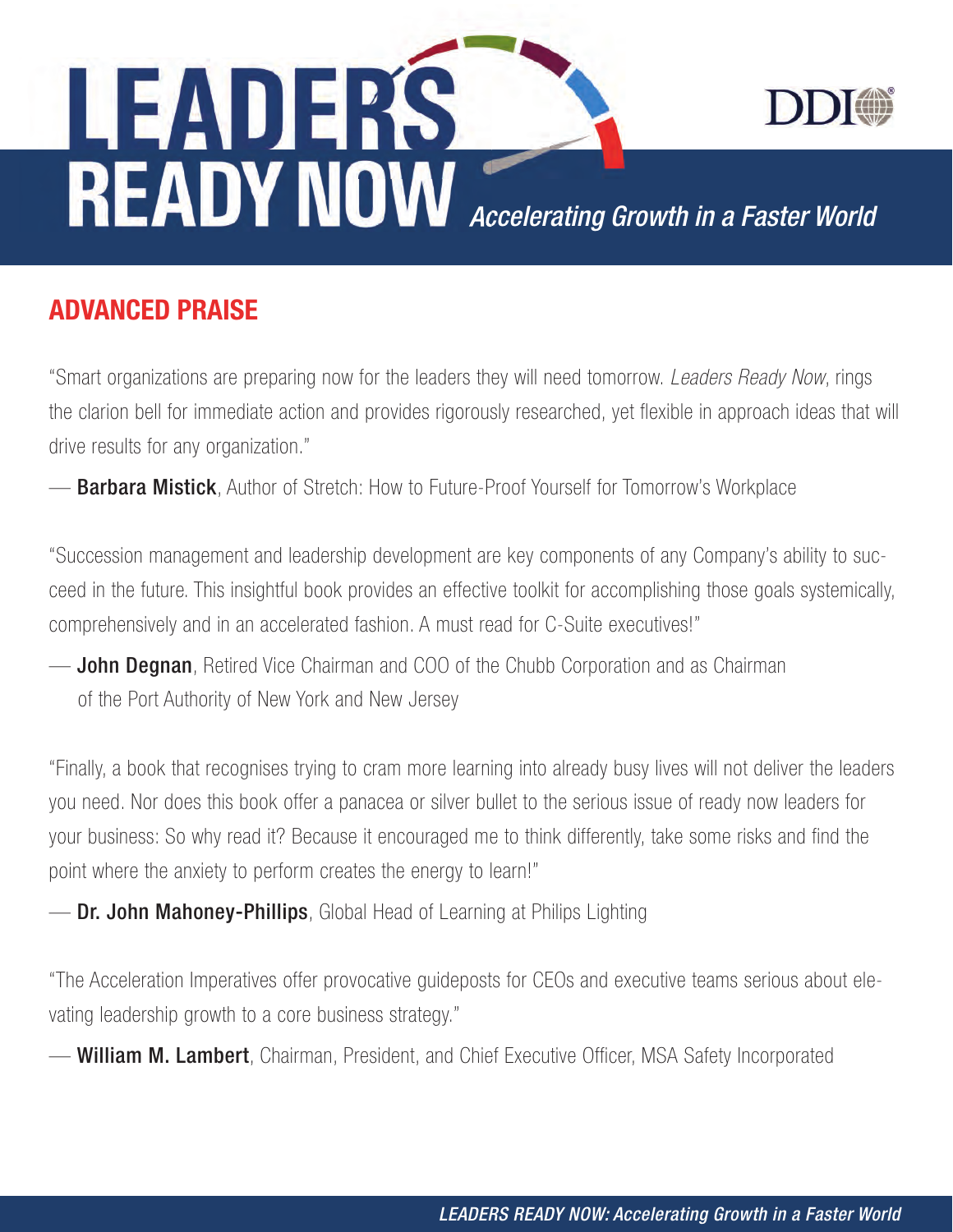# LEADERS READY NOW

*Accelerating Growth in a Faster World*

DDI

## ADVANCED PRAISE

"Smart organizations are preparing now for the leaders they will need tomorrow. *Leaders Ready Now*, rings the clarion bell for immediate action and provides rigorously researched, yet flexible in approach ideas that will drive results for any organization."

— **Barbara Mistick**, Author of Stretch: How to Future-Proof Yourself for Tomorrow's Workplace

"Succession management and leadership development are key components of any Company's ability to succeed in the future. This insightful book provides an effective toolkit for accomplishing those goals systemically, comprehensively and in an accelerated fashion. A must read for C-Suite executives!"

— **John Degnan**, Retired Vice Chairman and COO of the Chubb Corporation and as Chairman of the Port Authority of New York and New Jersey

"Finally, a book that recognises trying to cram more learning into already busy lives will not deliver the leaders you need. Nor does this book offer a panacea or silver bullet to the serious issue of ready now leaders for your business: So why read it? Because it encouraged me to think differently, take some risks and find the point where the anxiety to perform creates the energy to learn!"

— **Dr. John Mahoney-Phillips**, Global Head of Learning at Philips Lighting

"The Acceleration Imperatives offer provocative guideposts for CEOs and executive teams serious about elevating leadership growth to a core business strategy."

— **William M. Lambert**, Chairman, President, and Chief Executive Officer, MSA Safety Incorporated